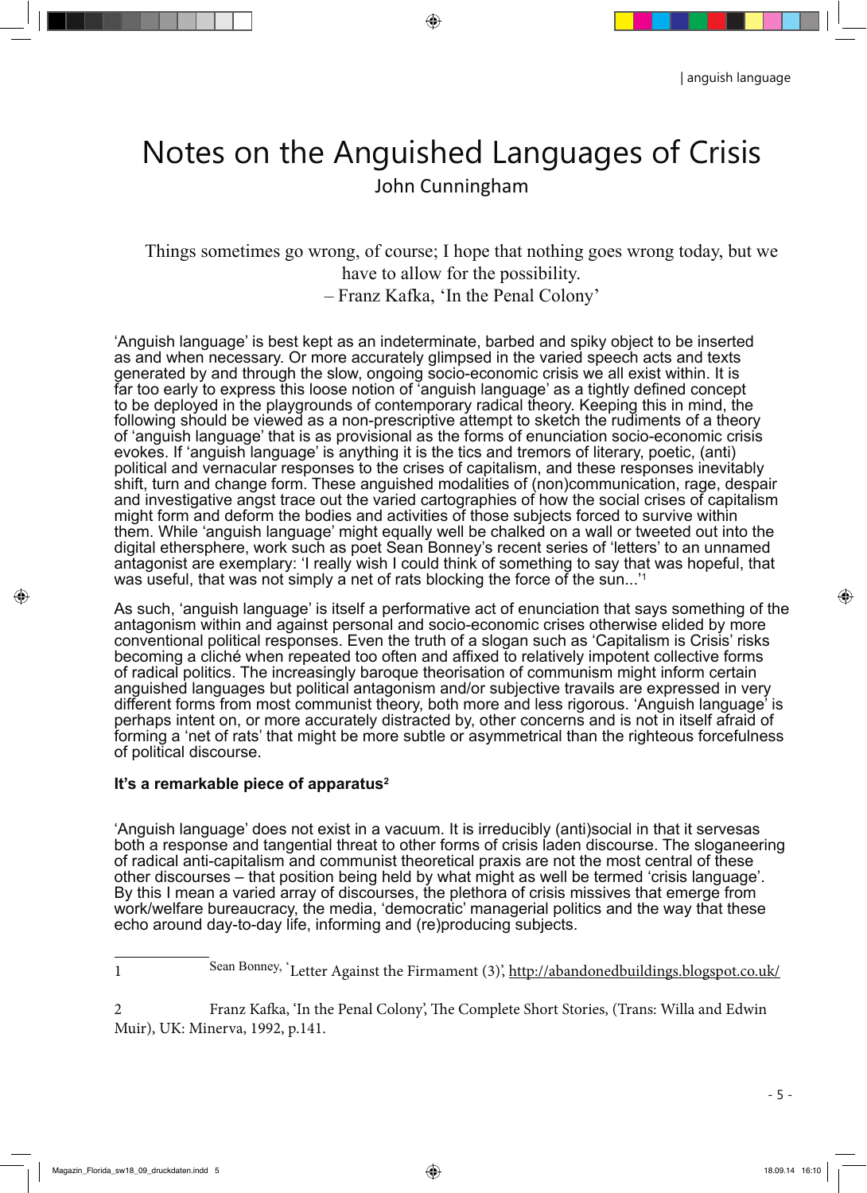# Notes on the Anguished Languages of Crisis

John Cunningham

> Things sometimes go wrong, of course; I hope that nothing goes wrong today, but we have to allow for the possibility.
> – Franz Kafka, 'In the Penal Colony'

'Anguish language' is best kept as an indeterminate, barbed and spiky object to be inserted as and when necessary. Or more accurately glimpsed in the varied speech acts and texts generated by and through the slow, ongoing socio-economic crisis we all exist within. It is far too early to express this loose notion of 'anguish language' as a tightly defined concept to be deployed in the playgrounds of contemporary radical theory. Keeping this in mind, the following should be viewed as a non-prescriptive attempt to sketch the rudiments of a theory of 'anguish language' that is as provisional as the forms of enunciation socio-economic crisis evokes. If 'anguish language' is anything it is the tics and tremors of literary, poetic, (anti) political and vernacular responses to the crises of capitalism, and these responses inevitably shift, turn and change form. These anguished modalities of (non)communication, rage, despair and investigative angst trace out the varied cartographies of how the social crises of capitalism might form and deform the bodies and activities of those subjects forced to survive within them. While 'anguish language' might equally well be chalked on a wall or tweeted out into the digital ethersphere, work such as poet Sean Bonney's recent series of 'letters' to an unnamed antagonist are exemplary: 'I really wish I could think of something to say that was hopeful, that was useful, that was not simply a net of rats blocking the force of the sun...'[1]

As such, 'anguish language' is itself a performative act of enunciation that says something of the antagonism within and against personal and socio-economic crises otherwise elided by more conventional political responses. Even the truth of a slogan such as 'Capitalism is Crisis' risks becoming a cliché when repeated too often and affixed to relatively impotent collective forms of radical politics. The increasingly baroque theorisation of communism might inform certain anguished languages but political antagonism and/or subjective travails are expressed in very different forms from most communist theory, both more and less rigorous. 'Anguish language' is perhaps intent on, or more accurately distracted by, other concerns and is not in itself afraid of forming a 'net of rats' that might be more subtle or asymmetrical than the righteous forcefulness of political discourse.

**It's a remarkable piece of apparatus[2]**

'Anguish language' does not exist in a vacuum. It is irreducibly (anti)social in that it servesas both a response and tangential threat to other forms of crisis laden discourse. The sloganeering of radical anti-capitalism and communist theoretical praxis are not the most central of these other discourses – that position being held by what might as well be termed 'crisis language'. By this I mean a varied array of discourses, the plethora of crisis missives that emerge from work/welfare bureaucracy, the media, 'democratic' managerial politics and the way that these echo around day-to-day life, informing and (re)producing subjects.

---

1 Sean Bonney, 'Letter Against the Firmament (3)', http://abandonedbuildings.blogspot.co.uk/

2 Franz Kafka, 'In the Penal Colony', The Complete Short Stories, (Trans: Willa and Edwin Muir), UK: Minerva, 1992, p.141.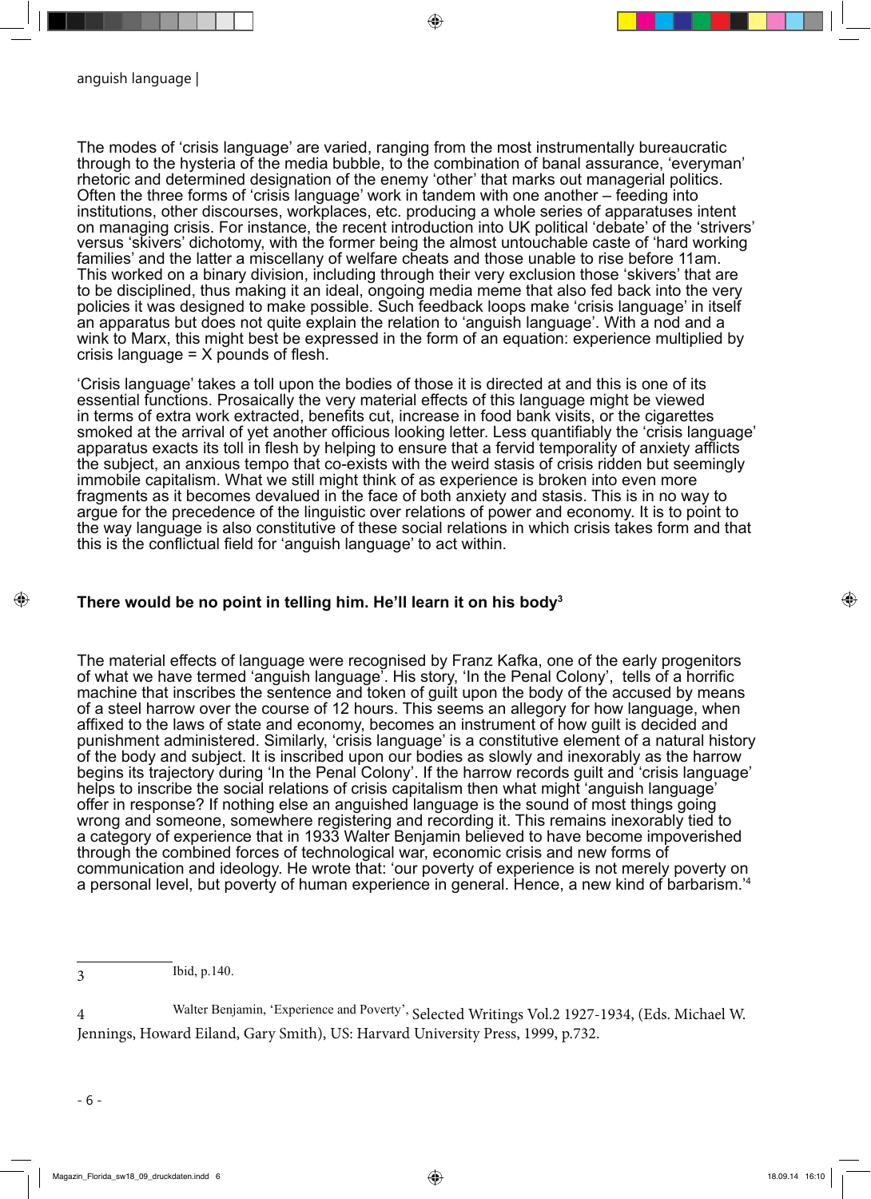The modes of 'crisis language' are varied, ranging from the most instrumentally bureaucratic through to the hysteria of the media bubble, to the combination of banal assurance, 'everyman' rhetoric and determined designation of the enemy 'other' that marks out managerial politics. Often the three forms of 'crisis language' work in tandem with one another – feeding into institutions, other discourses, workplaces, etc. producing a whole series of apparatuses intent on managing crisis. For instance, the recent introduction into UK political 'debate' of the 'strivers' versus 'skivers' dichotomy, with the former being the almost untouchable caste of 'hard working families' and the latter a miscellany of welfare cheats and those unable to rise before 11am. This worked on a binary division, including through their very exclusion those 'skivers' that are to be disciplined, thus making it an ideal, ongoing media meme that also fed back into the very policies it was designed to make possible. Such feedback loops make 'crisis language' in itself an apparatus but does not quite explain the relation to 'anguish language'. With a nod and a wink to Marx, this might best be expressed in the form of an equation: experience multiplied by crisis language = X pounds of flesh.

'Crisis language' takes a toll upon the bodies of those it is directed at and this is one of its essential functions. Prosaically the very material effects of this language might be viewed in terms of extra work extracted, benefits cut, increase in food bank visits, or the cigarettes smoked at the arrival of yet another officious looking letter. Less quantifiably the 'crisis language' apparatus exacts its toll in flesh by helping to ensure that a fervid temporality of anxiety afflicts the subject, an anxious tempo that co-exists with the weird stasis of crisis ridden but seemingly immobile capitalism. What we still might think of as experience is broken into even more fragments as it becomes devalued in the face of both anxiety and stasis. This is in no way to argue for the precedence of the linguistic over relations of power and economy. It is to point to the way language is also constitutive of these social relations in which crisis takes form and that this is the conflictual field for 'anguish language' to act within.

### There would be no point in telling him. He'll learn it on his body[3]

The material effects of language were recognised by Franz Kafka, one of the early progenitors of what we have termed 'anguish language'. His story, 'In the Penal Colony', tells of a horrific machine that inscribes the sentence and token of guilt upon the body of the accused by means of a steel harrow over the course of 12 hours. This seems an allegory for how language, when affixed to the laws of state and economy, becomes an instrument of how guilt is decided and punishment administered. Similarly, 'crisis language' is a constitutive element of a natural history of the body and subject. It is inscribed upon our bodies as slowly and inexorably as the harrow begins its trajectory during 'In the Penal Colony'. If the harrow records guilt and 'crisis language' helps to inscribe the social relations of crisis capitalism then what might 'anguish language' offer in response? If nothing else an anguished language is the sound of most things going wrong and someone, somewhere registering and recording it. This remains inexorably tied to a category of experience that in 1933 Walter Benjamin believed to have become impoverished through the combined forces of technological war, economic crisis and new forms of communication and ideology. He wrote that: 'our poverty of experience is not merely poverty on a personal level, but poverty of human experience in general. Hence, a new kind of barbarism.'[4]

---

3 Ibid, p.140.

4 Walter Benjamin, 'Experience and Poverty', Selected Writings Vol.2 1927-1934, (Eds. Michael W. Jennings, Howard Eiland, Gary Smith), US: Harvard University Press, 1999, p.732.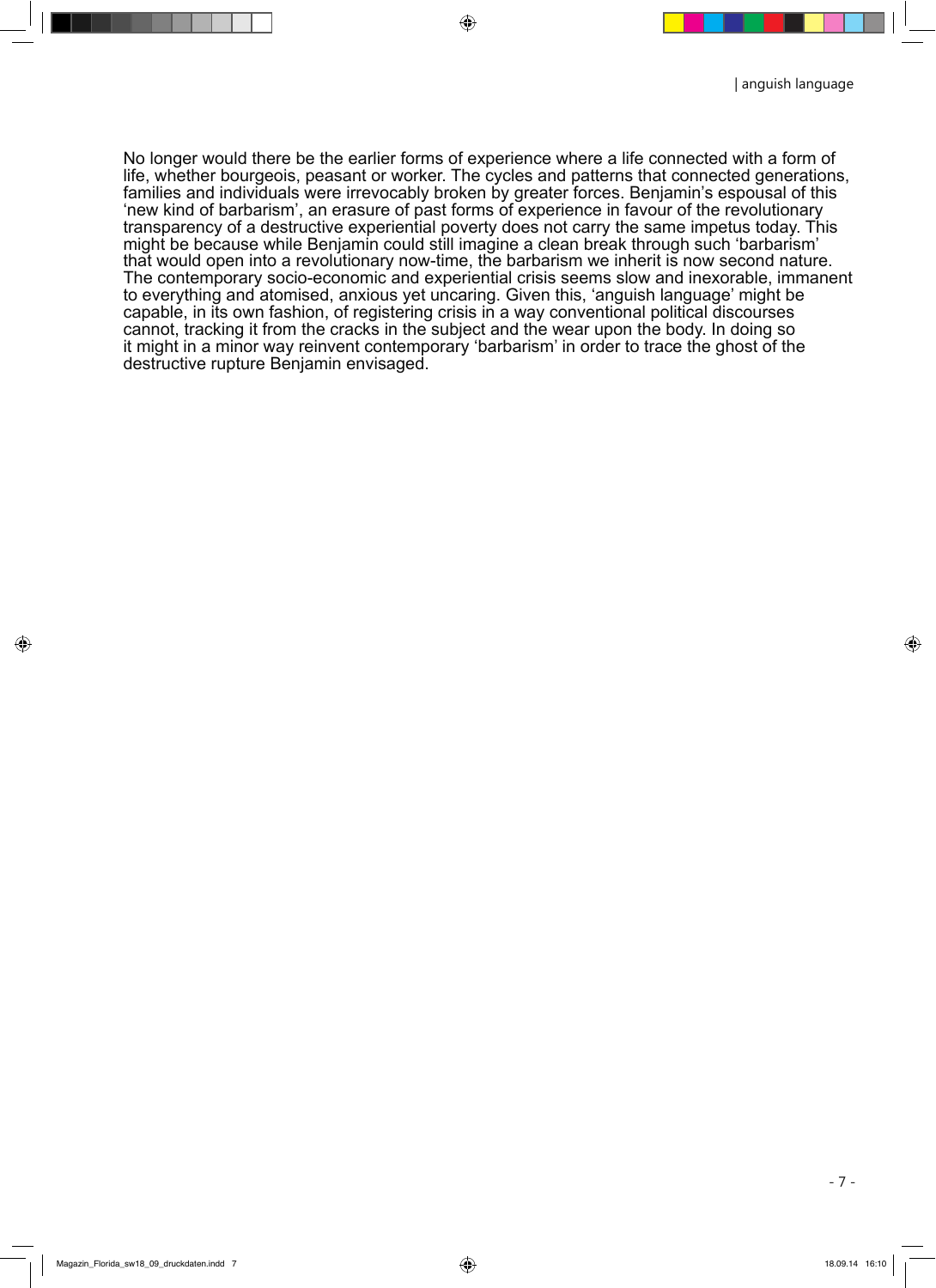No longer would there be the earlier forms of experience where a life connected with a form of life, whether bourgeois, peasant or worker. The cycles and patterns that connected generations, families and individuals were irrevocably broken by greater forces. Benjamin's espousal of this 'new kind of barbarism', an erasure of past forms of experience in favour of the revolutionary transparency of a destructive experiential poverty does not carry the same impetus today. This might be because while Benjamin could still imagine a clean break through such 'barbarism' that would open into a revolutionary now-time, the barbarism we inherit is now second nature. The contemporary socio-economic and experiential crisis seems slow and inexorable, immanent to everything and atomised, anxious yet uncaring. Given this, 'anguish language' might be capable, in its own fashion, of registering crisis in a way conventional political discourses cannot, tracking it from the cracks in the subject and the wear upon the body. In doing so it might in a minor way reinvent contemporary 'barbarism' in order to trace the ghost of the destructive rupture Benjamin envisaged.